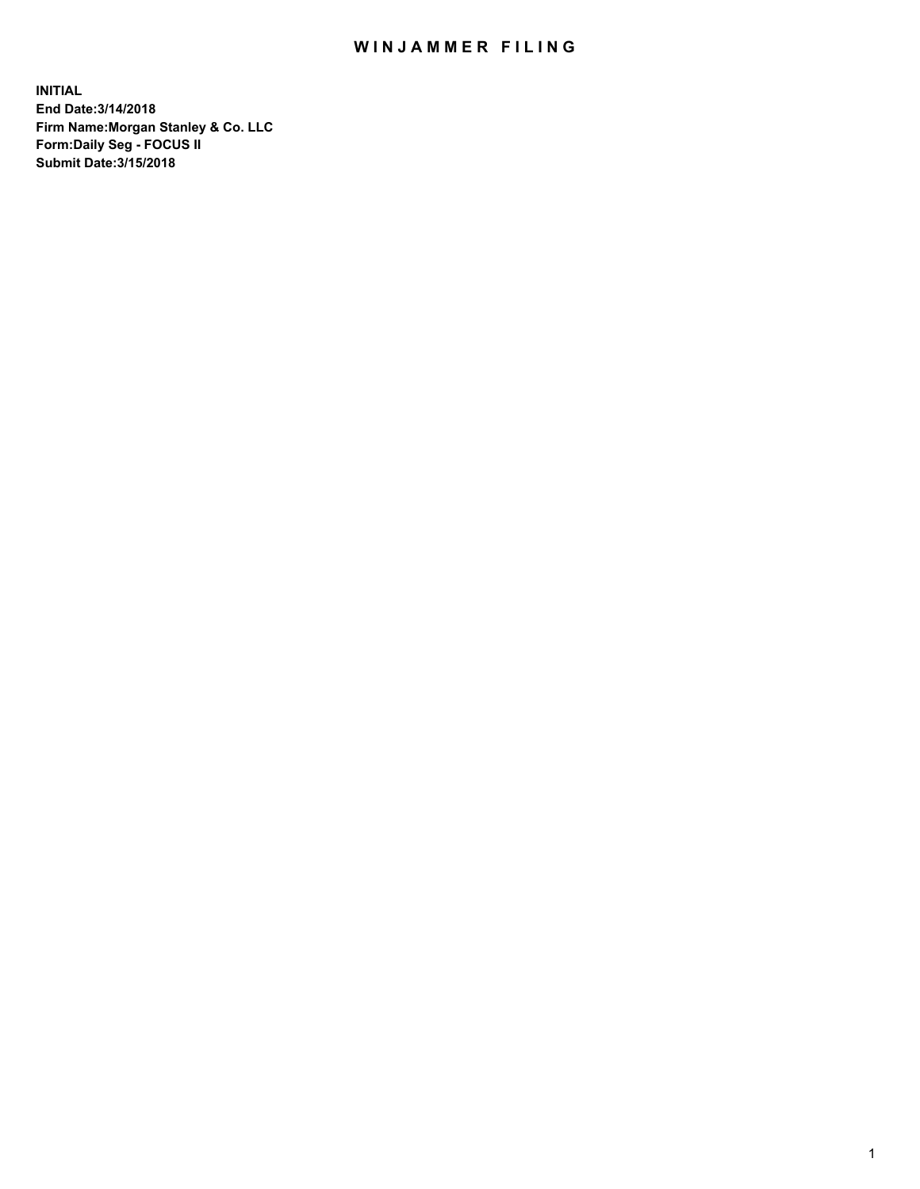# WINJAMMER FILING

**INITIAL**
**End Date:3/14/2018**
**Firm Name:Morgan Stanley & Co. LLC**
**Form:Daily Seg - FOCUS II**
**Submit Date:3/15/2018**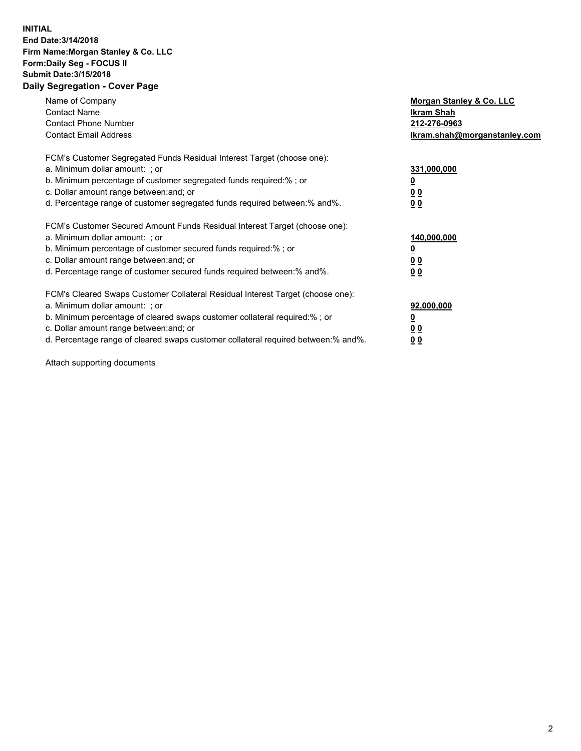**INITIAL**
**End Date:3/14/2018**
**Firm Name:Morgan Stanley & Co. LLC**
**Form:Daily Seg - FOCUS II**
**Submit Date:3/15/2018**

## Daily Segregation - Cover Page

| | |
|---|---|
| Name of Company | **Morgan Stanley & Co. LLC** |
| Contact Name | **Ikram Shah** |
| Contact Phone Number | **212-276-0963** |
| Contact Email Address | **Ikram.shah@morganstanley.com** |

| | |
|---|---|
| FCM's Customer Segregated Funds Residual Interest Target (choose one): | |
| a. Minimum dollar amount: ; or | **331,000,000** |
| b. Minimum percentage of customer segregated funds required:% ; or | **0** |
| c. Dollar amount range between:and; or | **0 0** |
| d. Percentage range of customer segregated funds required between:% and%. | **0 0** |

| | |
|---|---|
| FCM's Customer Secured Amount Funds Residual Interest Target (choose one): | |
| a. Minimum dollar amount: ; or | **140,000,000** |
| b. Minimum percentage of customer secured funds required:% ; or | **0** |
| c. Dollar amount range between:and; or | **0 0** |
| d. Percentage range of customer secured funds required between:% and%. | **0 0** |

| | |
|---|---|
| FCM's Cleared Swaps Customer Collateral Residual Interest Target (choose one): | |
| a. Minimum dollar amount: ; or | **92,000,000** |
| b. Minimum percentage of cleared swaps customer collateral required:% ; or | **0** |
| c. Dollar amount range between:and; or | **0 0** |
| d. Percentage range of cleared swaps customer collateral required between:% and%. | **0 0** |

Attach supporting documents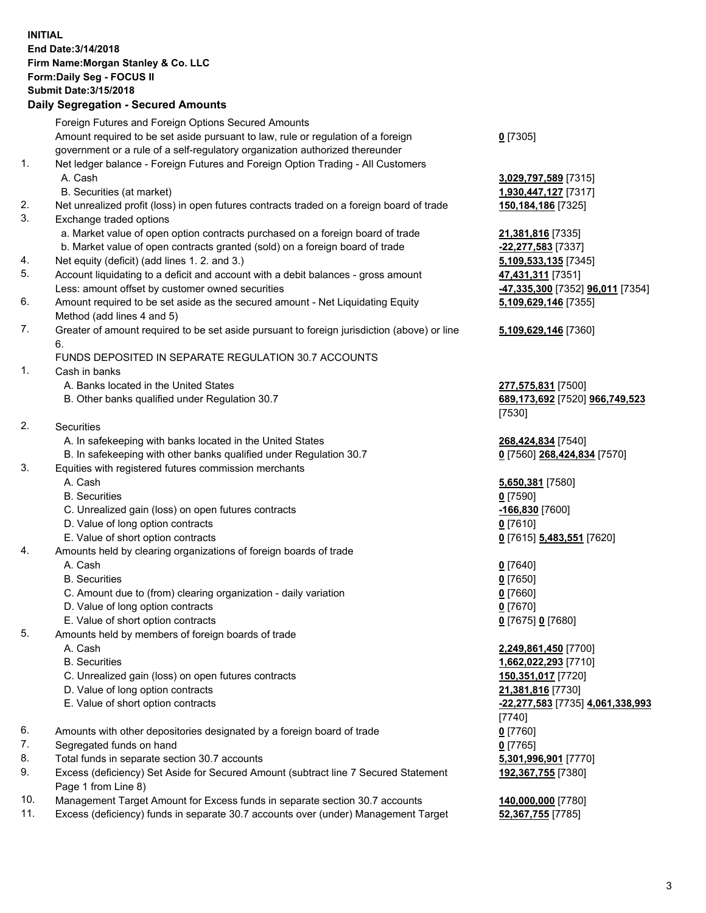**INITIAL**
**End Date:3/14/2018**
**Firm Name:Morgan Stanley & Co. LLC**
**Form:Daily Seg - FOCUS II**
**Submit Date:3/15/2018**

## Daily Segregation - Secured Amounts

| | | |
|---|---|---|
| | Foreign Futures and Foreign Options Secured Amounts | |
| | Amount required to be set aside pursuant to law, rule or regulation of a foreign government or a rule of a self-regulatory organization authorized thereunder | **0** [7305] |
| 1. | Net ledger balance - Foreign Futures and Foreign Option Trading - All Customers | |
| | A. Cash | **3,029,797,589** [7315] |
| | B. Securities (at market) | **1,930,447,127** [7317] |
| 2. | Net unrealized profit (loss) in open futures contracts traded on a foreign board of trade | **150,184,186** [7325] |
| 3. | Exchange traded options | |
| | a. Market value of open option contracts purchased on a foreign board of trade | **21,381,816** [7335] |
| | b. Market value of open contracts granted (sold) on a foreign board of trade | **-22,277,583** [7337] |
| 4. | Net equity (deficit) (add lines 1. 2. and 3.) | **5,109,533,135** [7345] |
| 5. | Account liquidating to a deficit and account with a debit balances - gross amount | **47,431,311** [7351] |
| | Less: amount offset by customer owned securities | **-47,335,300** [7352] **96,011** [7354] |
| 6. | Amount required to be set aside as the secured amount - Net Liquidating Equity Method (add lines 4 and 5) | **5,109,629,146** [7355] |
| 7. | Greater of amount required to be set aside pursuant to foreign jurisdiction (above) or line 6. | **5,109,629,146** [7360] |
| | FUNDS DEPOSITED IN SEPARATE REGULATION 30.7 ACCOUNTS | |
| 1. | Cash in banks | |
| | A. Banks located in the United States | **277,575,831** [7500] |
| | B. Other banks qualified under Regulation 30.7 | **689,173,692** [7520] **966,749,523** [7530] |
| 2. | Securities | |
| | A. In safekeeping with banks located in the United States | **268,424,834** [7540] |
| | B. In safekeeping with other banks qualified under Regulation 30.7 | **0** [7560] **268,424,834** [7570] |
| 3. | Equities with registered futures commission merchants | |
| | A. Cash | **5,650,381** [7580] |
| | B. Securities | **0** [7590] |
| | C. Unrealized gain (loss) on open futures contracts | **-166,830** [7600] |
| | D. Value of long option contracts | **0** [7610] |
| | E. Value of short option contracts | **0** [7615] **5,483,551** [7620] |
| 4. | Amounts held by clearing organizations of foreign boards of trade | |
| | A. Cash | **0** [7640] |
| | B. Securities | **0** [7650] |
| | C. Amount due to (from) clearing organization - daily variation | **0** [7660] |
| | D. Value of long option contracts | **0** [7670] |
| | E. Value of short option contracts | **0** [7675] **0** [7680] |
| 5. | Amounts held by members of foreign boards of trade | |
| | A. Cash | **2,249,861,450** [7700] |
| | B. Securities | **1,662,022,293** [7710] |
| | C. Unrealized gain (loss) on open futures contracts | **150,351,017** [7720] |
| | D. Value of long option contracts | **21,381,816** [7730] |
| | E. Value of short option contracts | **-22,277,583** [7735] **4,061,338,993** [7740] |
| 6. | Amounts with other depositories designated by a foreign board of trade | **0** [7760] |
| 7. | Segregated funds on hand | **0** [7765] |
| 8. | Total funds in separate section 30.7 accounts | **5,301,996,901** [7770] |
| 9. | Excess (deficiency) Set Aside for Secured Amount (subtract line 7 Secured Statement Page 1 from Line 8) | **192,367,755** [7380] |
| 10. | Management Target Amount for Excess funds in separate section 30.7 accounts | **140,000,000** [7780] |
| 11. | Excess (deficiency) funds in separate 30.7 accounts over (under) Management Target | **52,367,755** [7785] |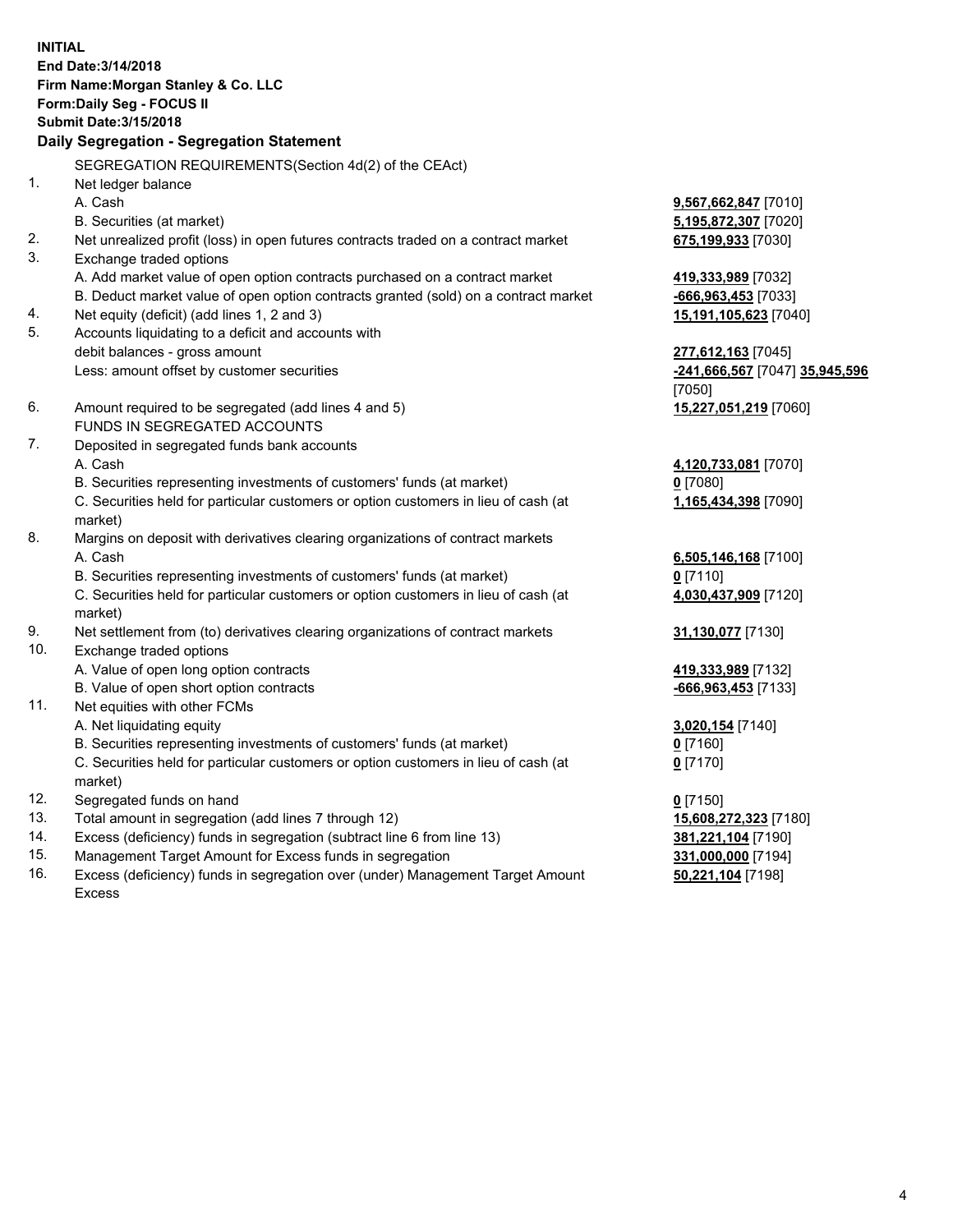**INITIAL**
**End Date:3/14/2018**
**Firm Name:Morgan Stanley & Co. LLC**
**Form:Daily Seg - FOCUS II**
**Submit Date:3/15/2018**

**Daily Segregation - Segregation Statement**

| | SEGREGATION REQUIREMENTS(Section 4d(2) of the CEAct) | |
|---|---|---|
| 1. | Net ledger balance | |
| | A. Cash | 9,567,662,847 [7010] |
| | B. Securities (at market) | 5,195,872,307 [7020] |
| 2. | Net unrealized profit (loss) in open futures contracts traded on a contract market | 675,199,933 [7030] |
| 3. | Exchange traded options | |
| | A. Add market value of open option contracts purchased on a contract market | 419,333,989 [7032] |
| | B. Deduct market value of open option contracts granted (sold) on a contract market | -666,963,453 [7033] |
| 4. | Net equity (deficit) (add lines 1, 2 and 3) | 15,191,105,623 [7040] |
| 5. | Accounts liquidating to a deficit and accounts with debit balances - gross amount | 277,612,163 [7045] |
| | Less: amount offset by customer securities | -241,666,567 [7047] 35,945,596 [7050] |
| 6. | Amount required to be segregated (add lines 4 and 5) | 15,227,051,219 [7060] |
| | FUNDS IN SEGREGATED ACCOUNTS | |
| 7. | Deposited in segregated funds bank accounts | |
| | A. Cash | 4,120,733,081 [7070] |
| | B. Securities representing investments of customers' funds (at market) | 0 [7080] |
| | C. Securities held for particular customers or option customers in lieu of cash (at market) | 1,165,434,398 [7090] |
| 8. | Margins on deposit with derivatives clearing organizations of contract markets | |
| | A. Cash | 6,505,146,168 [7100] |
| | B. Securities representing investments of customers' funds (at market) | 0 [7110] |
| | C. Securities held for particular customers or option customers in lieu of cash (at market) | 4,030,437,909 [7120] |
| 9. | Net settlement from (to) derivatives clearing organizations of contract markets | 31,130,077 [7130] |
| 10. | Exchange traded options | |
| | A. Value of open long option contracts | 419,333,989 [7132] |
| | B. Value of open short option contracts | -666,963,453 [7133] |
| 11. | Net equities with other FCMs | |
| | A. Net liquidating equity | 3,020,154 [7140] |
| | B. Securities representing investments of customers' funds (at market) | 0 [7160] |
| | C. Securities held for particular customers or option customers in lieu of cash (at market) | 0 [7170] |
| 12. | Segregated funds on hand | 0 [7150] |
| 13. | Total amount in segregation (add lines 7 through 12) | 15,608,272,323 [7180] |
| 14. | Excess (deficiency) funds in segregation (subtract line 6 from line 13) | 381,221,104 [7190] |
| 15. | Management Target Amount for Excess funds in segregation | 331,000,000 [7194] |
| 16. | Excess (deficiency) funds in segregation over (under) Management Target Amount Excess | 50,221,104 [7198] |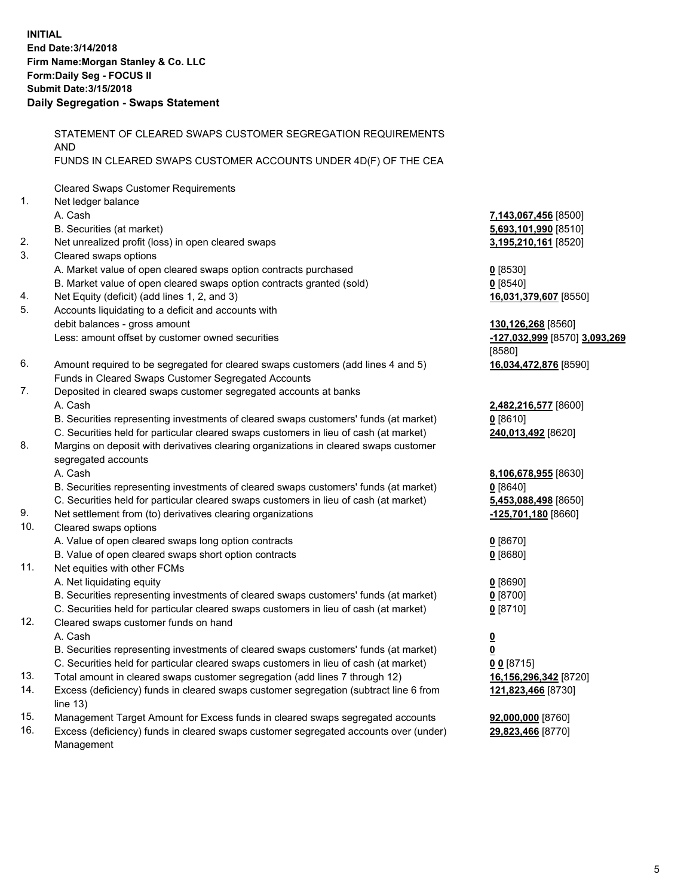**INITIAL**
**End Date:3/14/2018**
**Firm Name:Morgan Stanley & Co. LLC**
**Form:Daily Seg - FOCUS II**
**Submit Date:3/15/2018**
**Daily Segregation - Swaps Statement**

STATEMENT OF CLEARED SWAPS CUSTOMER SEGREGATION REQUIREMENTS AND FUNDS IN CLEARED SWAPS CUSTOMER ACCOUNTS UNDER 4D(F) OF THE CEA

| | | |
|---|---|---|
| | Cleared Swaps Customer Requirements | |
| 1. | Net ledger balance | |
| | A. Cash | **7,143,067,456** [8500] |
| | B. Securities (at market) | **5,693,101,990** [8510] |
| 2. | Net unrealized profit (loss) in open cleared swaps | **3,195,210,161** [8520] |
| 3. | Cleared swaps options | |
| | A. Market value of open cleared swaps option contracts purchased | **0** [8530] |
| | B. Market value of open cleared swaps option contracts granted (sold) | **0** [8540] |
| 4. | Net Equity (deficit) (add lines 1, 2, and 3) | **16,031,379,607** [8550] |
| 5. | Accounts liquidating to a deficit and accounts with debit balances - gross amount | **130,126,268** [8560] |
| | Less: amount offset by customer owned securities | **-127,032,999** [8570] **3,093,269** [8580] |
| 6. | Amount required to be segregated for cleared swaps customers (add lines 4 and 5) | **16,034,472,876** [8590] |
| | Funds in Cleared Swaps Customer Segregated Accounts | |
| 7. | Deposited in cleared swaps customer segregated accounts at banks | |
| | A. Cash | **2,482,216,577** [8600] |
| | B. Securities representing investments of cleared swaps customers' funds (at market) | **0** [8610] |
| | C. Securities held for particular cleared swaps customers in lieu of cash (at market) | **240,013,492** [8620] |
| 8. | Margins on deposit with derivatives clearing organizations in cleared swaps customer segregated accounts | |
| | A. Cash | **8,106,678,955** [8630] |
| | B. Securities representing investments of cleared swaps customers' funds (at market) | **0** [8640] |
| | C. Securities held for particular cleared swaps customers in lieu of cash (at market) | **5,453,088,498** [8650] |
| 9. | Net settlement from (to) derivatives clearing organizations | **-125,701,180** [8660] |
| 10. | Cleared swaps options | |
| | A. Value of open cleared swaps long option contracts | **0** [8670] |
| | B. Value of open cleared swaps short option contracts | **0** [8680] |
| 11. | Net equities with other FCMs | |
| | A. Net liquidating equity | **0** [8690] |
| | B. Securities representing investments of cleared swaps customers' funds (at market) | **0** [8700] |
| | C. Securities held for particular cleared swaps customers in lieu of cash (at market) | **0** [8710] |
| 12. | Cleared swaps customer funds on hand | |
| | A. Cash | **0** |
| | B. Securities representing investments of cleared swaps customers' funds (at market) | **0** |
| | C. Securities held for particular cleared swaps customers in lieu of cash (at market) | **0** **0** [8715] |
| 13. | Total amount in cleared swaps customer segregation (add lines 7 through 12) | **16,156,296,342** [8720] |
| 14. | Excess (deficiency) funds in cleared swaps customer segregation (subtract line 6 from line 13) | **121,823,466** [8730] |
| 15. | Management Target Amount for Excess funds in cleared swaps segregated accounts | **92,000,000** [8760] |
| 16. | Excess (deficiency) funds in cleared swaps customer segregated accounts over (under) Management | **29,823,466** [8770] |